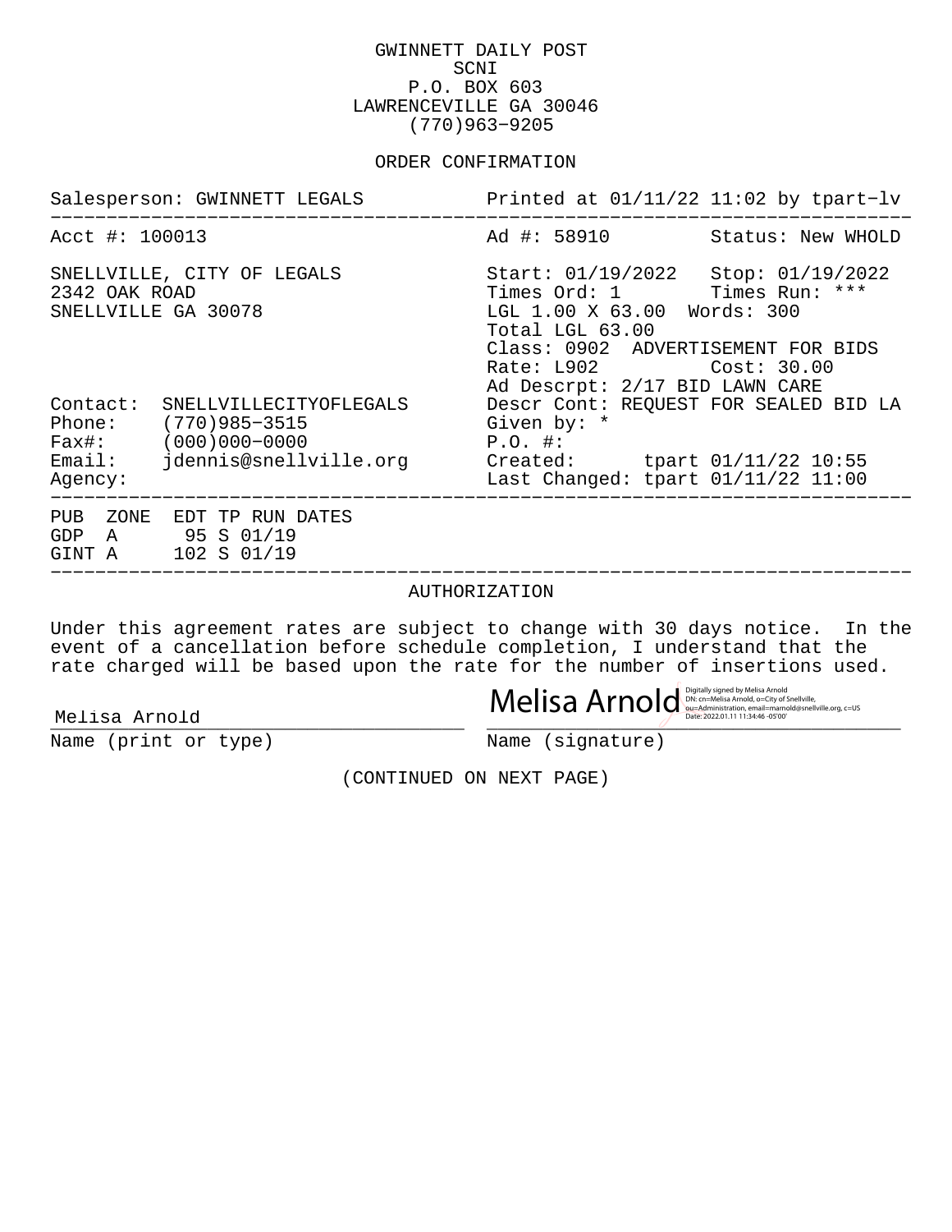GWINNETT DAILY POST
SCNI
P.O. BOX 603
LAWRENCEVILLE GA 30046
(770)963-9205

## ORDER CONFIRMATION

Salesperson: GWINNETT LEGALS | Printed at 01/11/22 11:02 by tpart-lv

---

Acct #: 100013 | Ad #: 58910 | Status: New WHOLD

SNELLVILLE, CITY OF LEGALS
2342 OAK ROAD
SNELLVILLE GA 30078

Start: 01/19/2022 | Stop: 01/19/2022
Times Ord: 1 | Times Run: ***
LGL 1.00 X 63.00 Words: 300
Total LGL 63.00
Class: 0902 ADVERTISEMENT FOR BIDS
Rate: L902 | Cost: 30.00
Ad Descrpt: 2/17 BID LAWN CARE
Descr Cont: REQUEST FOR SEALED BID LA
Given by: *
P.O. #:
Created: tpart 01/11/22 10:55
Last Changed: tpart 01/11/22 11:00

Contact: SNELLVILLECITYOFLEGALS
Phone: (770)985-3515
Fax#: (000)000-0000
Email: jdennis@snellville.org
Agency:

---

| PUB | ZONE | EDT | TP | RUN DATES |
|---|---|---|---|---|
| GDP | A | 95 | S | 01/19 |
| GINT | A | 102 | S | 01/19 |

---

## AUTHORIZATION

Under this agreement rates are subject to change with 30 days notice. In the event of a cancellation before schedule completion, I understand that the rate charged will be based upon the rate for the number of insertions used.

Melisa Arnold
Name (print or type)

Melisa Arnold
Digitally signed by Melisa Arnold
DN: cn=Melisa Arnold, o=City of Snellville, ou=Administration, email=marnold@snellville.org, c=US
Date: 2022.01.11 11:34:46 -05'00'
Name (signature)

(CONTINUED ON NEXT PAGE)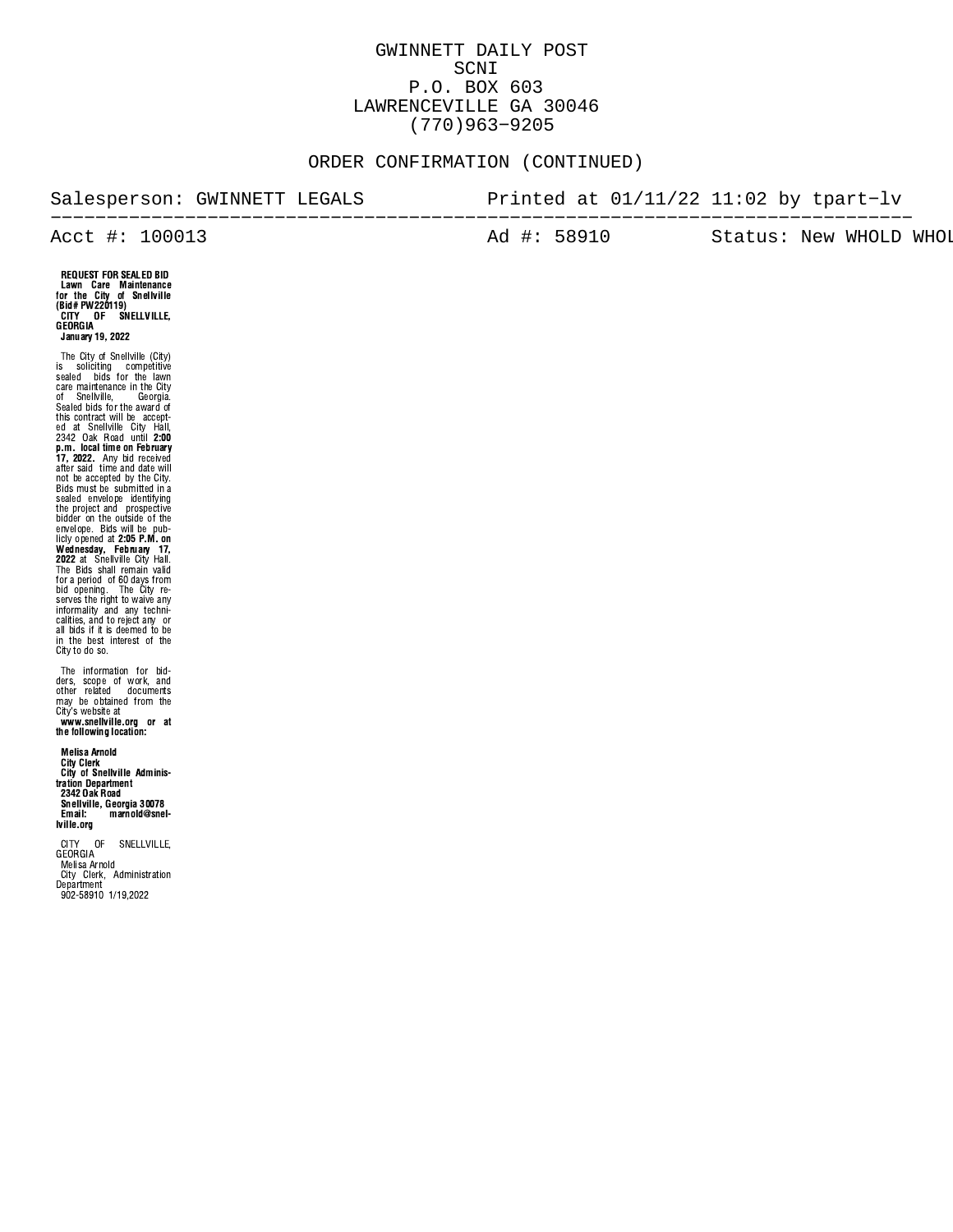GWINNETT DAILY POST
SCNI
P.O. BOX 603
LAWRENCEVILLE GA 30046
(770)963-9205

ORDER CONFIRMATION (CONTINUED)

Salesperson: GWINNETT LEGALS Printed at 01/11/22 11:02 by tpart-lv

Acct #: 100013 Ad #: 58910 Status: New WHOLD WHOL

**REQUEST FOR SEALED BID**
**Lawn Care Maintenance for the City of Snellville (Bid# PW220119)**
**CITY OF SNELLVILLE, GEORGIA**
**January 19, 2022**

The City of Snellville (City) is soliciting competitive sealed bids for the lawn care maintenance in the City of Snellville, Georgia. Sealed bids for the award of this contract will be accepted at Snellville City Hall, 2342 Oak Road until **2:00 p.m. local time on February 17, 2022.** Any bid received after said time and date will not be accepted by the City. Bids must be submitted in a sealed envelope identifying the project and prospective bidder on the outside of the envelope. Bids will be publicly opened at **2:05 P.M. on Wednesday, February 17, 2022** at Snellville City Hall. The Bids shall remain valid for a period of 60 days from bid opening. The City reserves the right to waive any informality and any technicalities, and to reject any or all bids if it is deemed to be in the best interest of the City to do so.

The information for bidders, scope of work, and other related documents may be obtained from the City's website at **www.snellville.org or at the following location:**

**Melisa Arnold**
**City Clerk**
**City of Snellville Administration Department**
**2342 Oak Road**
**Snellville, Georgia 30078**
**Email: marnold@snellville.org**

CITY OF SNELLVILLE, GEORGIA
Melisa Arnold
City Clerk, Administration Department
902-58910 1/19,2022